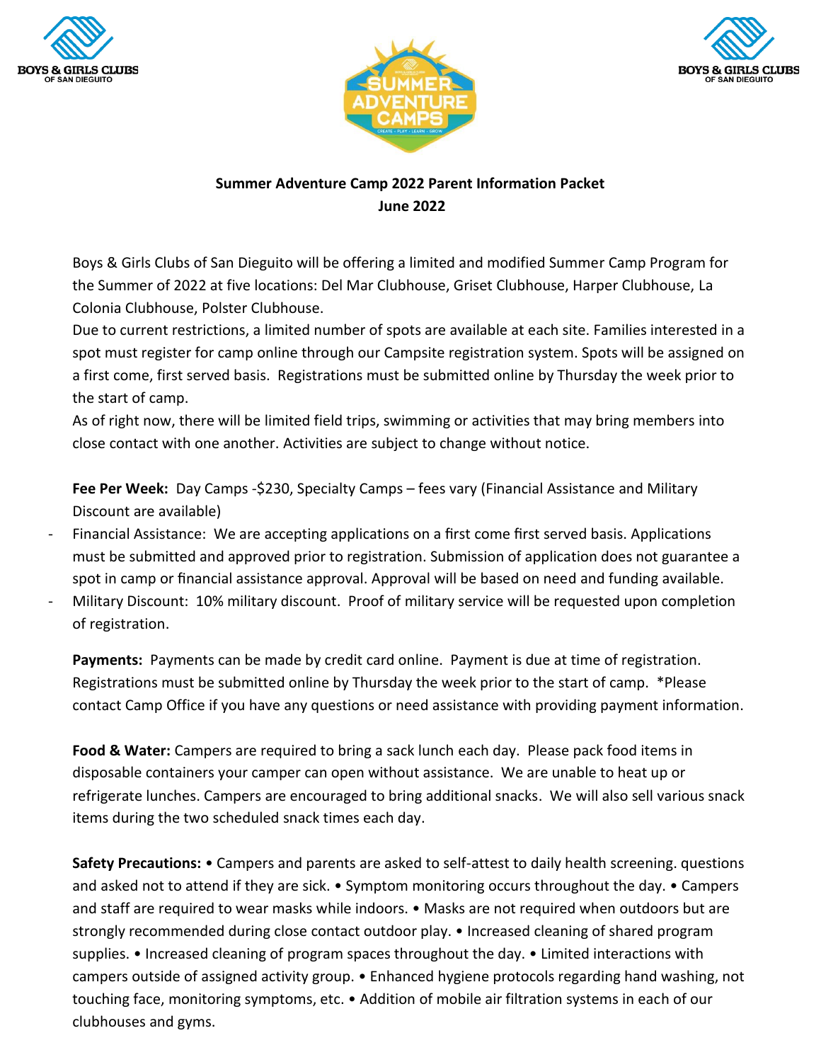**Summer Adventure Camp 2022 Parent Information Packet**
**June 2022**

Boys & Girls Clubs of San Dieguito will be offering a limited and modified Summer Camp Program for the Summer of 2022 at five locations: Del Mar Clubhouse, Griset Clubhouse, Harper Clubhouse, La Colonia Clubhouse, Polster Clubhouse.

Due to current restrictions, a limited number of spots are available at each site. Families interested in a spot must register for camp online through our Campsite registration system. Spots will be assigned on a first come, first served basis. Registrations must be submitted online by Thursday the week prior to the start of camp.

As of right now, there will be limited field trips, swimming or activities that may bring members into close contact with one another. Activities are subject to change without notice.

**Fee Per Week:** Day Camps -$230, Specialty Camps – fees vary (Financial Assistance and Military Discount are available)

- Financial Assistance: We are accepting applications on a first come first served basis. Applications must be submitted and approved prior to registration. Submission of application does not guarantee a spot in camp or financial assistance approval. Approval will be based on need and funding available.
- Military Discount: 10% military discount. Proof of military service will be requested upon completion of registration.

**Payments:** Payments can be made by credit card online. Payment is due at time of registration. Registrations must be submitted online by Thursday the week prior to the start of camp. *Please contact Camp Office if you have any questions or need assistance with providing payment information.

**Food & Water:** Campers are required to bring a sack lunch each day. Please pack food items in disposable containers your camper can open without assistance. We are unable to heat up or refrigerate lunches. Campers are encouraged to bring additional snacks. We will also sell various snack items during the two scheduled snack times each day.

**Safety Precautions:** • Campers and parents are asked to self-attest to daily health screening. questions and asked not to attend if they are sick. • Symptom monitoring occurs throughout the day. • Campers and staff are required to wear masks while indoors. • Masks are not required when outdoors but are strongly recommended during close contact outdoor play. • Increased cleaning of shared program supplies. • Increased cleaning of program spaces throughout the day. • Limited interactions with campers outside of assigned activity group. • Enhanced hygiene protocols regarding hand washing, not touching face, monitoring symptoms, etc. • Addition of mobile air filtration systems in each of our clubhouses and gyms.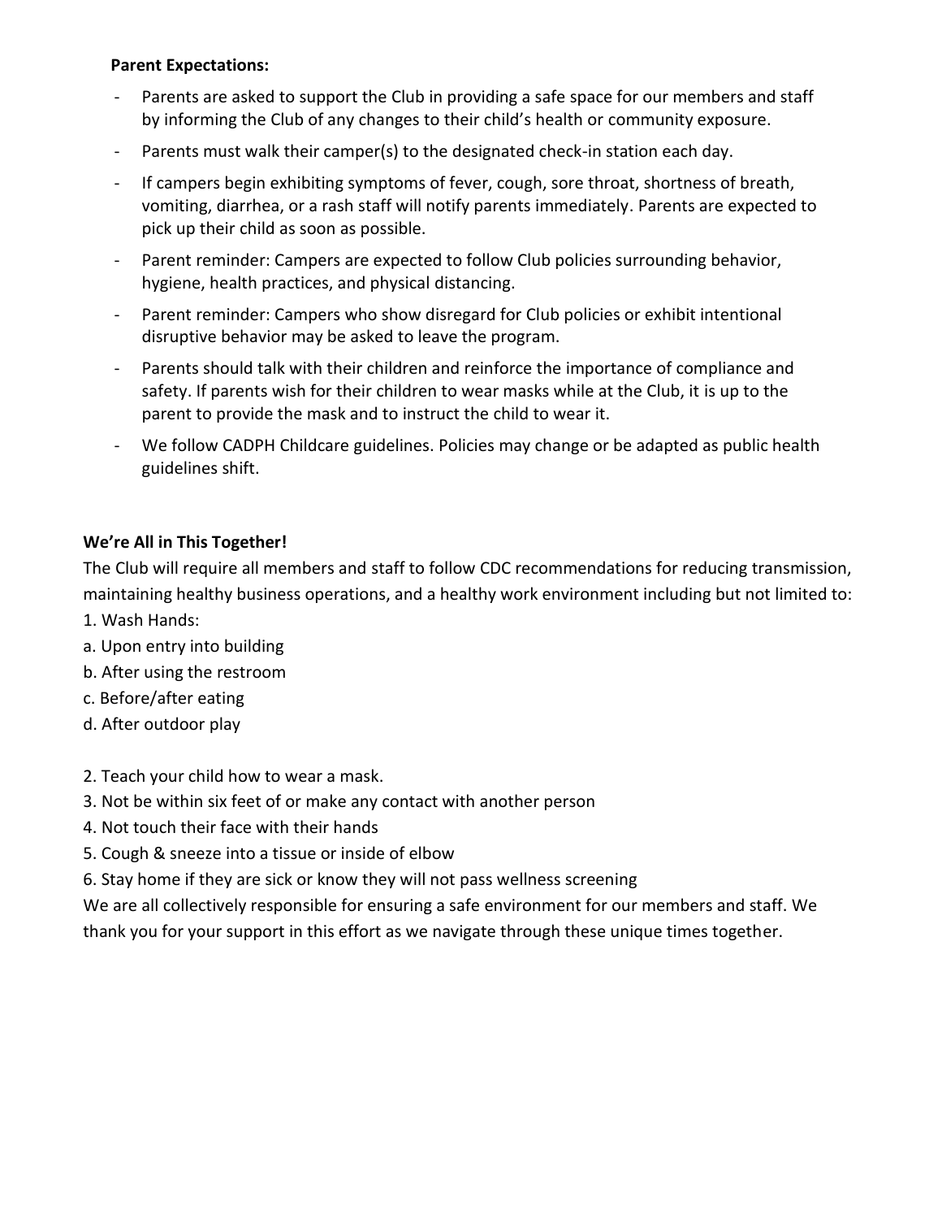**Parent Expectations:**

- Parents are asked to support the Club in providing a safe space for our members and staff by informing the Club of any changes to their child's health or community exposure.
- Parents must walk their camper(s) to the designated check-in station each day.
- If campers begin exhibiting symptoms of fever, cough, sore throat, shortness of breath, vomiting, diarrhea, or a rash staff will notify parents immediately. Parents are expected to pick up their child as soon as possible.
- Parent reminder: Campers are expected to follow Club policies surrounding behavior, hygiene, health practices, and physical distancing.
- Parent reminder: Campers who show disregard for Club policies or exhibit intentional disruptive behavior may be asked to leave the program.
- Parents should talk with their children and reinforce the importance of compliance and safety. If parents wish for their children to wear masks while at the Club, it is up to the parent to provide the mask and to instruct the child to wear it.
- We follow CADPH Childcare guidelines. Policies may change or be adapted as public health guidelines shift.

**We're All in This Together!**

The Club will require all members and staff to follow CDC recommendations for reducing transmission, maintaining healthy business operations, and a healthy work environment including but not limited to:

1. Wash Hands:
   a. Upon entry into building
   b. After using the restroom
   c. Before/after eating
   d. After outdoor play

2. Teach your child how to wear a mask.
3. Not be within six feet of or make any contact with another person
4. Not touch their face with their hands
5. Cough & sneeze into a tissue or inside of elbow
6. Stay home if they are sick or know they will not pass wellness screening

We are all collectively responsible for ensuring a safe environment for our members and staff. We thank you for your support in this effort as we navigate through these unique times together.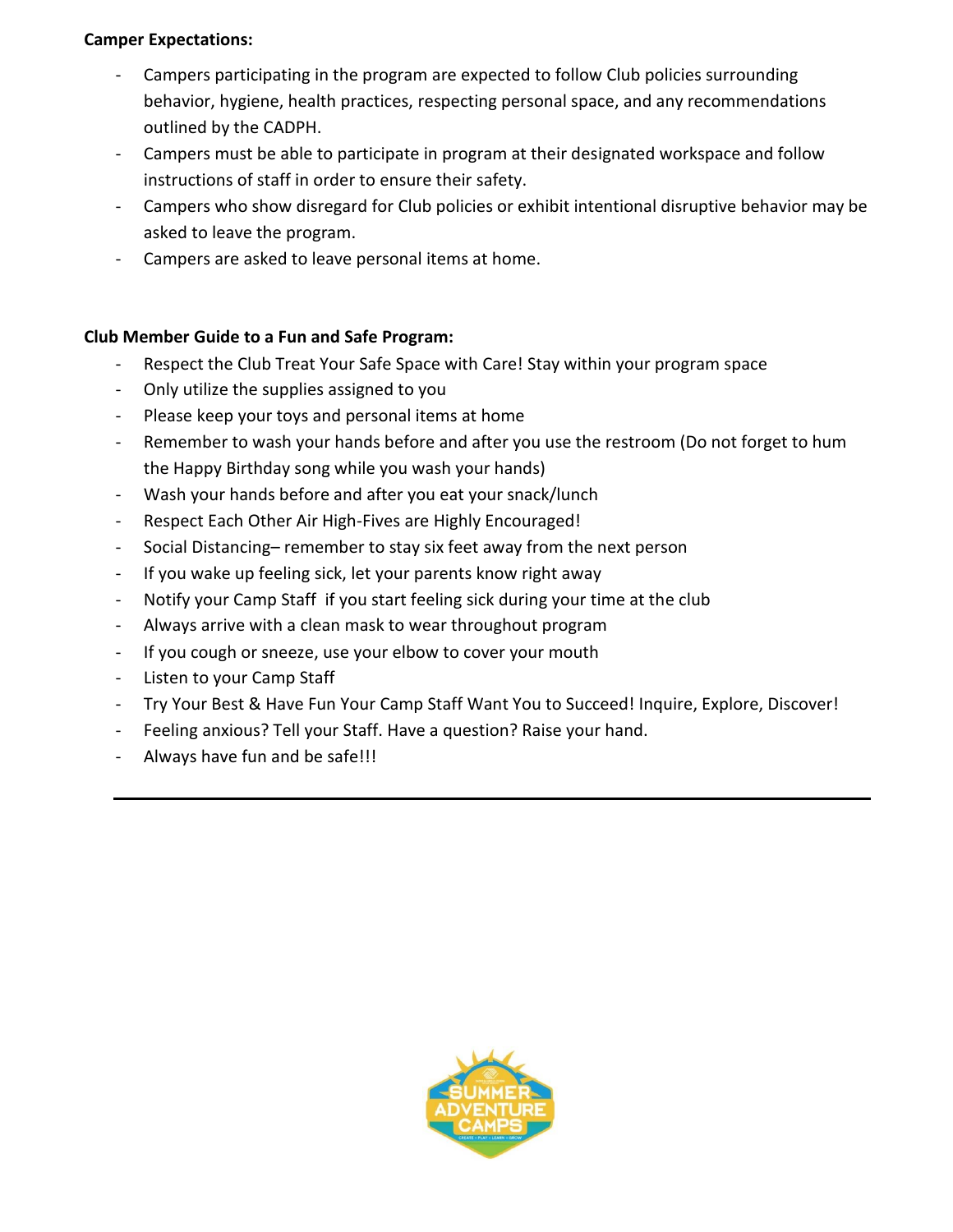**Camper Expectations:**

- Campers participating in the program are expected to follow Club policies surrounding behavior, hygiene, health practices, respecting personal space, and any recommendations outlined by the CADPH.
- Campers must be able to participate in program at their designated workspace and follow instructions of staff in order to ensure their safety.
- Campers who show disregard for Club policies or exhibit intentional disruptive behavior may be asked to leave the program.
- Campers are asked to leave personal items at home.

**Club Member Guide to a Fun and Safe Program:**

- Respect the Club Treat Your Safe Space with Care! Stay within your program space
- Only utilize the supplies assigned to you
- Please keep your toys and personal items at home
- Remember to wash your hands before and after you use the restroom (Do not forget to hum the Happy Birthday song while you wash your hands)
- Wash your hands before and after you eat your snack/lunch
- Respect Each Other Air High-Fives are Highly Encouraged!
- Social Distancing– remember to stay six feet away from the next person
- If you wake up feeling sick, let your parents know right away
- Notify your Camp Staff if you start feeling sick during your time at the club
- Always arrive with a clean mask to wear throughout program
- If you cough or sneeze, use your elbow to cover your mouth
- Listen to your Camp Staff
- Try Your Best & Have Fun Your Camp Staff Want You to Succeed! Inquire, Explore, Discover!
- Feeling anxious? Tell your Staff. Have a question? Raise your hand.
- Always have fun and be safe!!!

---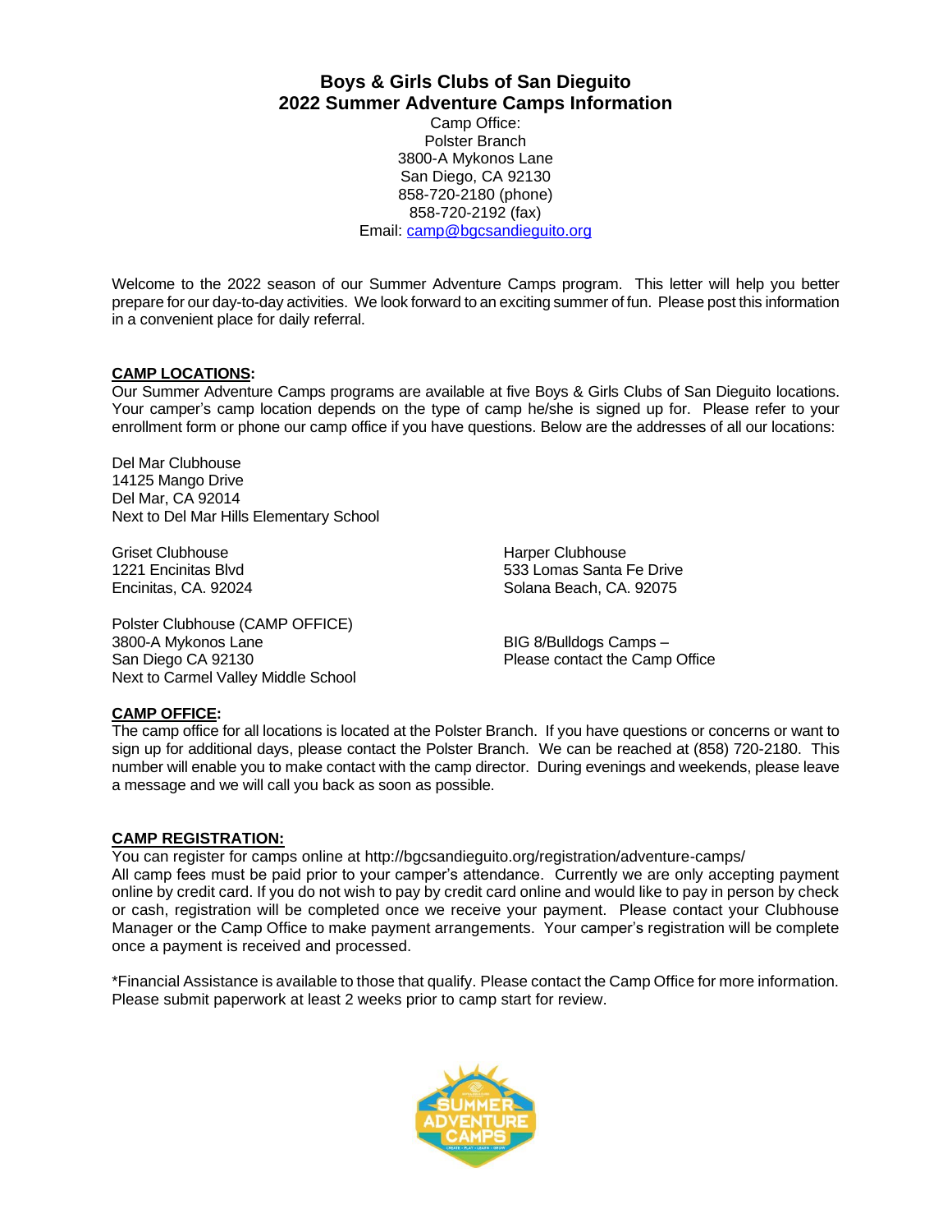# Boys & Girls Clubs of San Dieguito
# 2022 Summer Adventure Camps Information

Camp Office:
Polster Branch
3800-A Mykonos Lane
San Diego, CA 92130
858-720-2180 (phone)
858-720-2192 (fax)
Email: camp@bgcsandieguito.org

Welcome to the 2022 season of our Summer Adventure Camps program. This letter will help you better prepare for our day-to-day activities. We look forward to an exciting summer of fun. Please post this information in a convenient place for daily referral.

**CAMP LOCATIONS:**
Our Summer Adventure Camps programs are available at five Boys & Girls Clubs of San Dieguito locations. Your camper's camp location depends on the type of camp he/she is signed up for. Please refer to your enrollment form or phone our camp office if you have questions. Below are the addresses of all our locations:

Del Mar Clubhouse
14125 Mango Drive
Del Mar, CA 92014
Next to Del Mar Hills Elementary School

Griset Clubhouse
1221 Encinitas Blvd
Encinitas, CA. 92024

Polster Clubhouse (CAMP OFFICE)
3800-A Mykonos Lane
San Diego CA 92130
Next to Carmel Valley Middle School

Harper Clubhouse
533 Lomas Santa Fe Drive
Solana Beach, CA. 92075

BIG 8/Bulldogs Camps –
Please contact the Camp Office

**CAMP OFFICE:**
The camp office for all locations is located at the Polster Branch. If you have questions or concerns or want to sign up for additional days, please contact the Polster Branch. We can be reached at (858) 720-2180. This number will enable you to make contact with the camp director. During evenings and weekends, please leave a message and we will call you back as soon as possible.

**CAMP REGISTRATION:**
You can register for camps online at http://bgcsandieguito.org/registration/adventure-camps/
All camp fees must be paid prior to your camper's attendance. Currently we are only accepting payment online by credit card. If you do not wish to pay by credit card online and would like to pay in person by check or cash, registration will be completed once we receive your payment. Please contact your Clubhouse Manager or the Camp Office to make payment arrangements. Your camper's registration will be complete once a payment is received and processed.

*Financial Assistance is available to those that qualify. Please contact the Camp Office for more information. Please submit paperwork at least 2 weeks prior to camp start for review.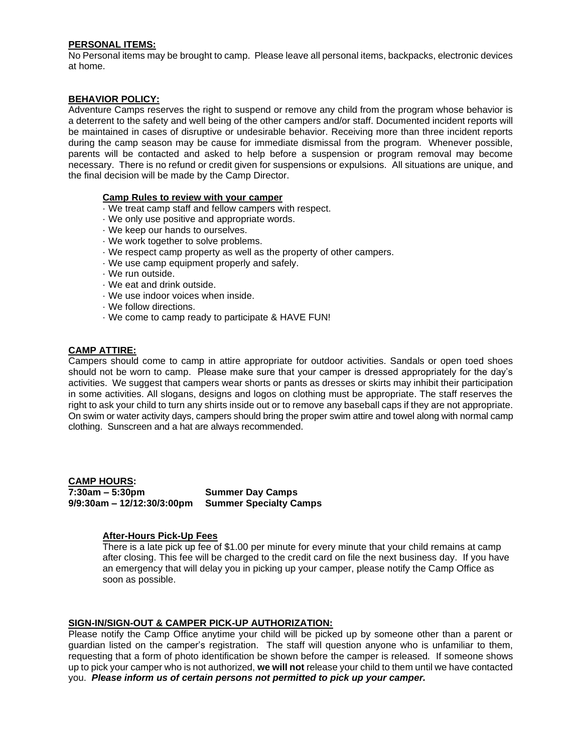**PERSONAL ITEMS:**
No Personal items may be brought to camp. Please leave all personal items, backpacks, electronic devices at home.

**BEHAVIOR POLICY:**
Adventure Camps reserves the right to suspend or remove any child from the program whose behavior is a deterrent to the safety and well being of the other campers and/or staff. Documented incident reports will be maintained in cases of disruptive or undesirable behavior. Receiving more than three incident reports during the camp season may be cause for immediate dismissal from the program. Whenever possible, parents will be contacted and asked to help before a suspension or program removal may become necessary. There is no refund or credit given for suspensions or expulsions. All situations are unique, and the final decision will be made by the Camp Director.

**Camp Rules to review with your camper**

- We treat camp staff and fellow campers with respect.
- We only use positive and appropriate words.
- We keep our hands to ourselves.
- We work together to solve problems.
- We respect camp property as well as the property of other campers.
- We use camp equipment properly and safely.
- We run outside.
- We eat and drink outside.
- We use indoor voices when inside.
- We follow directions.
- We come to camp ready to participate & HAVE FUN!

**CAMP ATTIRE:**
Campers should come to camp in attire appropriate for outdoor activities. Sandals or open toed shoes should not be worn to camp. Please make sure that your camper is dressed appropriately for the day's activities. We suggest that campers wear shorts or pants as dresses or skirts may inhibit their participation in some activities. All slogans, designs and logos on clothing must be appropriate. The staff reserves the right to ask your child to turn any shirts inside out or to remove any baseball caps if they are not appropriate. On swim or water activity days, campers should bring the proper swim attire and towel along with normal camp clothing. Sunscreen and a hat are always recommended.

**CAMP HOURS:**

| | |
|---|---|
| **7:30am – 5:30pm** | **Summer Day Camps** |
| **9/9:30am – 12/12:30/3:00pm** | **Summer Specialty Camps** |

**After-Hours Pick-Up Fees**
There is a late pick up fee of $1.00 per minute for every minute that your child remains at camp after closing. This fee will be charged to the credit card on file the next business day. If you have an emergency that will delay you in picking up your camper, please notify the Camp Office as soon as possible.

**SIGN-IN/SIGN-OUT & CAMPER PICK-UP AUTHORIZATION:**
Please notify the Camp Office anytime your child will be picked up by someone other than a parent or guardian listed on the camper's registration. The staff will question anyone who is unfamiliar to them, requesting that a form of photo identification be shown before the camper is released. If someone shows up to pick your camper who is not authorized, **we will not** release your child to them until we have contacted you. ***Please inform us of certain persons not permitted to pick up your camper.***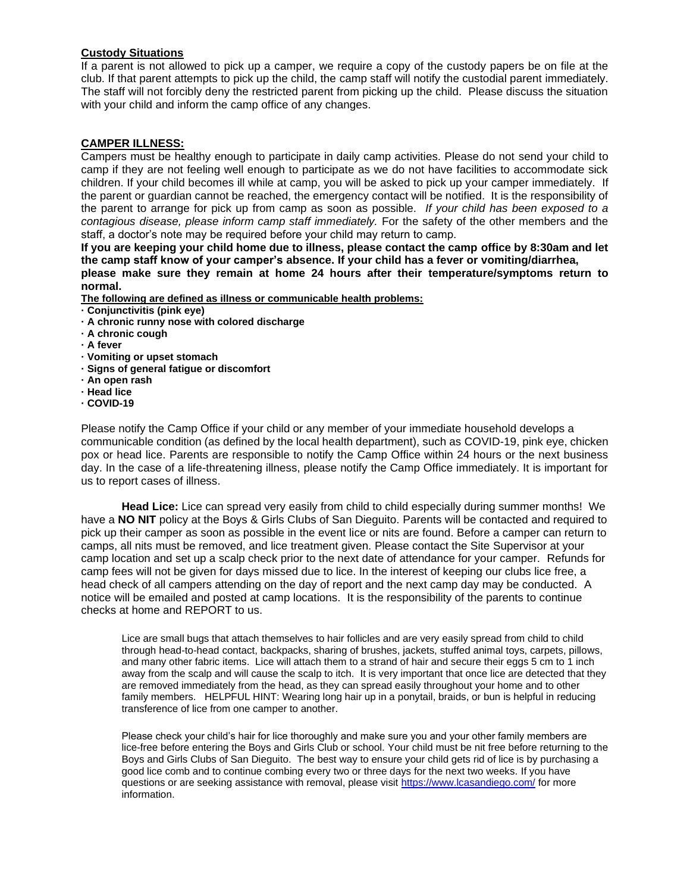**Custody Situations**

If a parent is not allowed to pick up a camper, we require a copy of the custody papers be on file at the club. If that parent attempts to pick up the child, the camp staff will notify the custodial parent immediately. The staff will not forcibly deny the restricted parent from picking up the child. Please discuss the situation with your child and inform the camp office of any changes.

**CAMPER ILLNESS:**

Campers must be healthy enough to participate in daily camp activities. Please do not send your child to camp if they are not feeling well enough to participate as we do not have facilities to accommodate sick children. If your child becomes ill while at camp, you will be asked to pick up your camper immediately. If the parent or guardian cannot be reached, the emergency contact will be notified. It is the responsibility of the parent to arrange for pick up from camp as soon as possible. *If your child has been exposed to a contagious disease, please inform camp staff immediately.* For the safety of the other members and the staff, a doctor's note may be required before your child may return to camp.

**If you are keeping your child home due to illness, please contact the camp office by 8:30am and let the camp staff know of your camper's absence. If your child has a fever or vomiting/diarrhea, please make sure they remain at home 24 hours after their temperature/symptoms return to normal.**

**The following are defined as illness or communicable health problems:**

- **Conjunctivitis (pink eye)**
- **A chronic runny nose with colored discharge**
- **A chronic cough**
- **A fever**
- **Vomiting or upset stomach**
- **Signs of general fatigue or discomfort**
- **An open rash**
- **Head lice**
- **COVID-19**

Please notify the Camp Office if your child or any member of your immediate household develops a communicable condition (as defined by the local health department), such as COVID-19, pink eye, chicken pox or head lice. Parents are responsible to notify the Camp Office within 24 hours or the next business day. In the case of a life-threatening illness, please notify the Camp Office immediately. It is important for us to report cases of illness.

**Head Lice:** Lice can spread very easily from child to child especially during summer months! We have a **NO NIT** policy at the Boys & Girls Clubs of San Dieguito. Parents will be contacted and required to pick up their camper as soon as possible in the event lice or nits are found. Before a camper can return to camps, all nits must be removed, and lice treatment given. Please contact the Site Supervisor at your camp location and set up a scalp check prior to the next date of attendance for your camper. Refunds for camp fees will not be given for days missed due to lice. In the interest of keeping our clubs lice free, a head check of all campers attending on the day of report and the next camp day may be conducted. A notice will be emailed and posted at camp locations. It is the responsibility of the parents to continue checks at home and REPORT to us.

Lice are small bugs that attach themselves to hair follicles and are very easily spread from child to child through head-to-head contact, backpacks, sharing of brushes, jackets, stuffed animal toys, carpets, pillows, and many other fabric items. Lice will attach them to a strand of hair and secure their eggs 5 cm to 1 inch away from the scalp and will cause the scalp to itch. It is very important that once lice are detected that they are removed immediately from the head, as they can spread easily throughout your home and to other family members. HELPFUL HINT: Wearing long hair up in a ponytail, braids, or bun is helpful in reducing transference of lice from one camper to another.

Please check your child's hair for lice thoroughly and make sure you and your other family members are lice-free before entering the Boys and Girls Club or school. Your child must be nit free before returning to the Boys and Girls Clubs of San Dieguito. The best way to ensure your child gets rid of lice is by purchasing a good lice comb and to continue combing every two or three days for the next two weeks. If you have questions or are seeking assistance with removal, please visit https://www.lcasandiego.com/ for more information.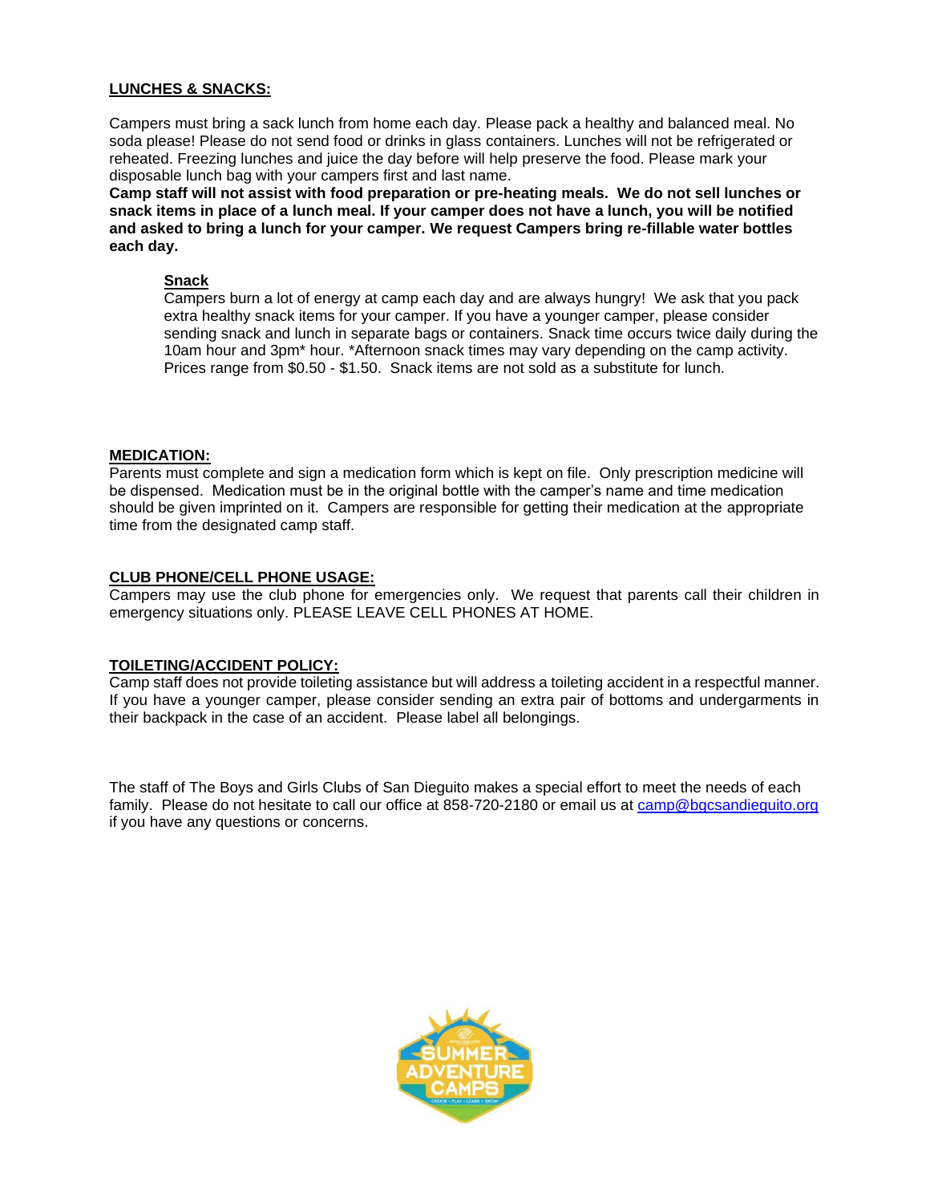**LUNCHES & SNACKS:**

Campers must bring a sack lunch from home each day. Please pack a healthy and balanced meal. No soda please! Please do not send food or drinks in glass containers. Lunches will not be refrigerated or reheated. Freezing lunches and juice the day before will help preserve the food. Please mark your disposable lunch bag with your campers first and last name.
**Camp staff will not assist with food preparation or pre-heating meals. We do not sell lunches or snack items in place of a lunch meal. If your camper does not have a lunch, you will be notified and asked to bring a lunch for your camper. We request Campers bring re-fillable water bottles each day.**

**Snack**
Campers burn a lot of energy at camp each day and are always hungry! We ask that you pack extra healthy snack items for your camper. If you have a younger camper, please consider sending snack and lunch in separate bags or containers. Snack time occurs twice daily during the 10am hour and 3pm* hour. *Afternoon snack times may vary depending on the camp activity. Prices range from $0.50 - $1.50. Snack items are not sold as a substitute for lunch.

**MEDICATION:**
Parents must complete and sign a medication form which is kept on file. Only prescription medicine will be dispensed. Medication must be in the original bottle with the camper's name and time medication should be given imprinted on it. Campers are responsible for getting their medication at the appropriate time from the designated camp staff.

**CLUB PHONE/CELL PHONE USAGE:**
Campers may use the club phone for emergencies only. We request that parents call their children in emergency situations only. PLEASE LEAVE CELL PHONES AT HOME.

**TOILETING/ACCIDENT POLICY:**
Camp staff does not provide toileting assistance but will address a toileting accident in a respectful manner. If you have a younger camper, please consider sending an extra pair of bottoms and undergarments in their backpack in the case of an accident. Please label all belongings.

The staff of The Boys and Girls Clubs of San Dieguito makes a special effort to meet the needs of each family. Please do not hesitate to call our office at 858-720-2180 or email us at camp@bgcsandieguito.org if you have any questions or concerns.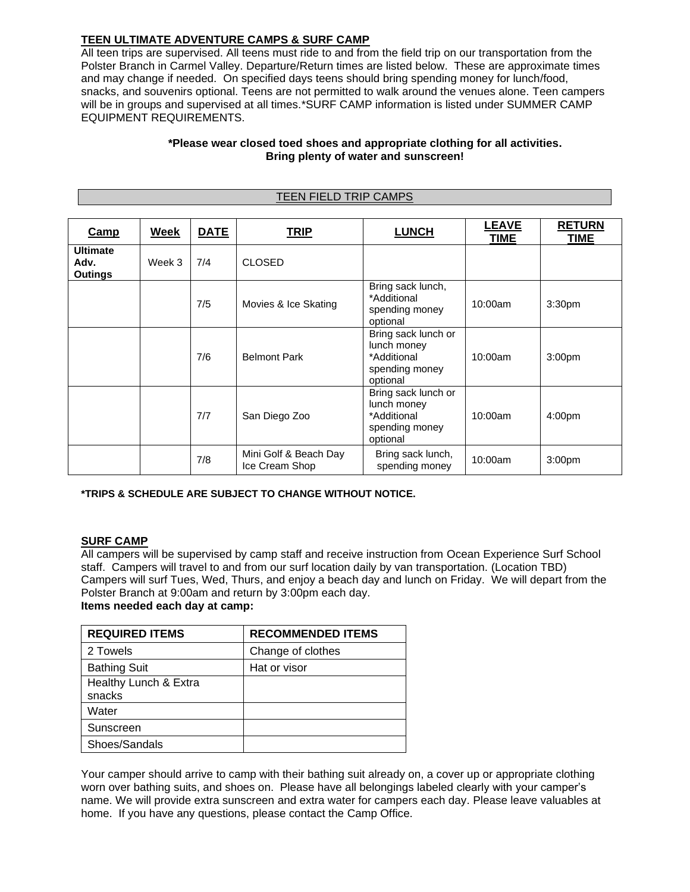**TEEN ULTIMATE ADVENTURE CAMPS & SURF CAMP**

All teen trips are supervised. All teens must ride to and from the field trip on our transportation from the Polster Branch in Carmel Valley. Departure/Return times are listed below. These are approximate times and may change if needed. On specified days teens should bring spending money for lunch/food, snacks, and souvenirs optional. Teens are not permitted to walk around the venues alone. Teen campers will be in groups and supervised at all times.*SURF CAMP information is listed under SUMMER CAMP EQUIPMENT REQUIREMENTS.

**\*Please wear closed toed shoes and appropriate clothing for all activities. Bring plenty of water and sunscreen!**

TEEN FIELD TRIP CAMPS

| Camp | Week | DATE | TRIP | LUNCH | LEAVE TIME | RETURN TIME |
|---|---|---|---|---|---|---|
| **Ultimate Adv. Outings** | Week 3 | 7/4 | CLOSED | | | |
| | | 7/5 | Movies & Ice Skating | Bring sack lunch, *Additional spending money optional | 10:00am | 3:30pm |
| | | 7/6 | Belmont Park | Bring sack lunch or lunch money *Additional spending money optional | 10:00am | 3:00pm |
| | | 7/7 | San Diego Zoo | Bring sack lunch or lunch money *Additional spending money optional | 10:00am | 4:00pm |
| | | 7/8 | Mini Golf & Beach Day Ice Cream Shop | Bring sack lunch, spending money | 10:00am | 3:00pm |

**\*TRIPS & SCHEDULE ARE SUBJECT TO CHANGE WITHOUT NOTICE.**

**SURF CAMP**

All campers will be supervised by camp staff and receive instruction from Ocean Experience Surf School staff. Campers will travel to and from our surf location daily by van transportation. (Location TBD) Campers will surf Tues, Wed, Thurs, and enjoy a beach day and lunch on Friday. We will depart from the Polster Branch at 9:00am and return by 3:00pm each day.

**Items needed each day at camp:**

| REQUIRED ITEMS | RECOMMENDED ITEMS |
|---|---|
| 2 Towels | Change of clothes |
| Bathing Suit | Hat or visor |
| Healthy Lunch & Extra snacks | |
| Water | |
| Sunscreen | |
| Shoes/Sandals | |

Your camper should arrive to camp with their bathing suit already on, a cover up or appropriate clothing worn over bathing suits, and shoes on. Please have all belongings labeled clearly with your camper's name. We will provide extra sunscreen and extra water for campers each day. Please leave valuables at home. If you have any questions, please contact the Camp Office.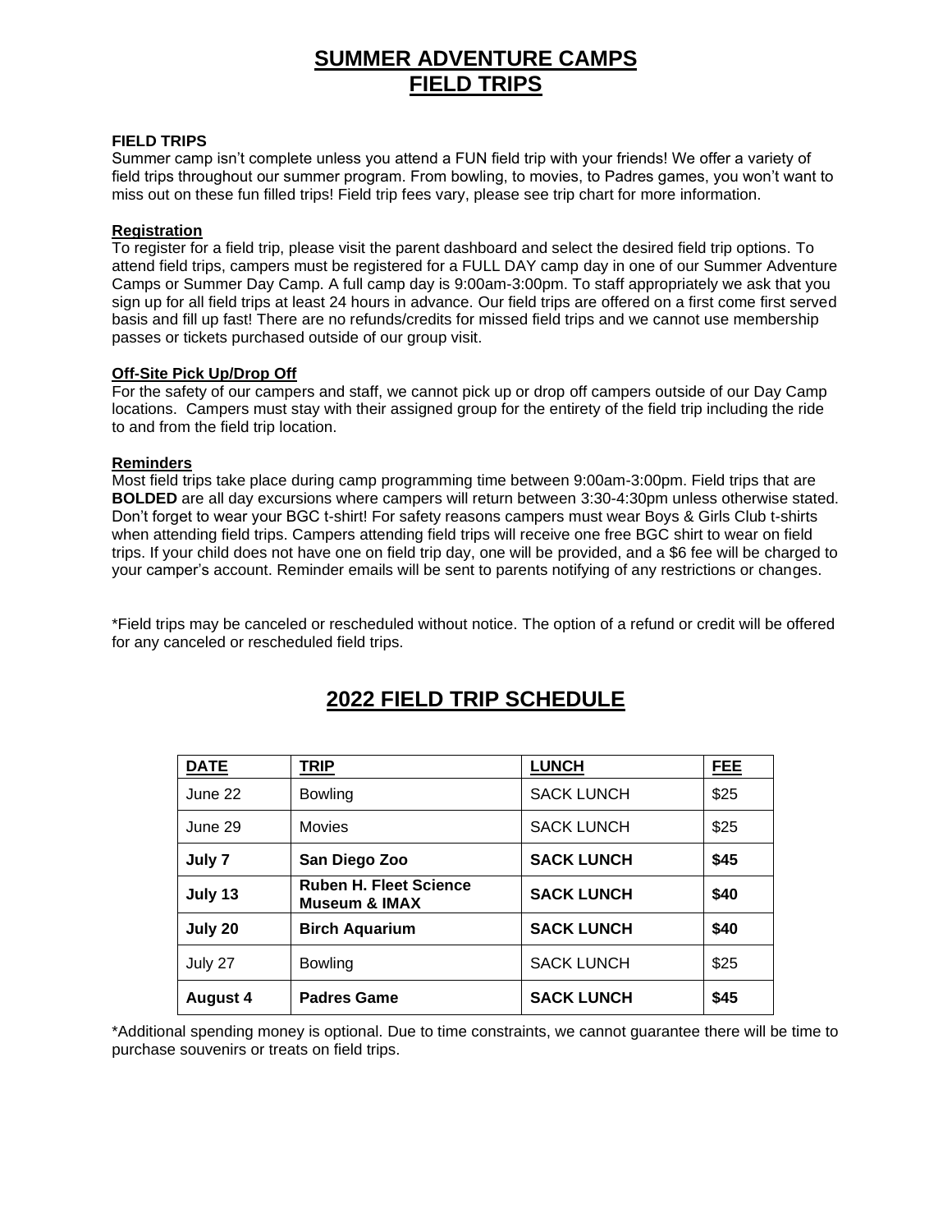# SUMMER ADVENTURE CAMPS
# FIELD TRIPS

**FIELD TRIPS**
Summer camp isn't complete unless you attend a FUN field trip with your friends! We offer a variety of field trips throughout our summer program. From bowling, to movies, to Padres games, you won't want to miss out on these fun filled trips! Field trip fees vary, please see trip chart for more information.

**Registration**
To register for a field trip, please visit the parent dashboard and select the desired field trip options. To attend field trips, campers must be registered for a FULL DAY camp day in one of our Summer Adventure Camps or Summer Day Camp. A full camp day is 9:00am-3:00pm. To staff appropriately we ask that you sign up for all field trips at least 24 hours in advance. Our field trips are offered on a first come first served basis and fill up fast! There are no refunds/credits for missed field trips and we cannot use membership passes or tickets purchased outside of our group visit.

**Off-Site Pick Up/Drop Off**
For the safety of our campers and staff, we cannot pick up or drop off campers outside of our Day Camp locations. Campers must stay with their assigned group for the entirety of the field trip including the ride to and from the field trip location.

**Reminders**
Most field trips take place during camp programming time between 9:00am-3:00pm. Field trips that are **BOLDED** are all day excursions where campers will return between 3:30-4:30pm unless otherwise stated. Don't forget to wear your BGC t-shirt! For safety reasons campers must wear Boys & Girls Club t-shirts when attending field trips. Campers attending field trips will receive one free BGC shirt to wear on field trips. If your child does not have one on field trip day, one will be provided, and a $6 fee will be charged to your camper's account. Reminder emails will be sent to parents notifying of any restrictions or changes.

*Field trips may be canceled or rescheduled without notice. The option of a refund or credit will be offered for any canceled or rescheduled field trips.

## 2022 FIELD TRIP SCHEDULE

| DATE | TRIP | LUNCH | FEE |
|---|---|---|---|
| June 22 | Bowling | SACK LUNCH | $25 |
| June 29 | Movies | SACK LUNCH | $25 |
| **July 7** | **San Diego Zoo** | **SACK LUNCH** | **$45** |
| **July 13** | **Ruben H. Fleet Science Museum & IMAX** | **SACK LUNCH** | **$40** |
| **July 20** | **Birch Aquarium** | **SACK LUNCH** | **$40** |
| July 27 | Bowling | SACK LUNCH | $25 |
| **August 4** | **Padres Game** | **SACK LUNCH** | **$45** |

*Additional spending money is optional. Due to time constraints, we cannot guarantee there will be time to purchase souvenirs or treats on field trips.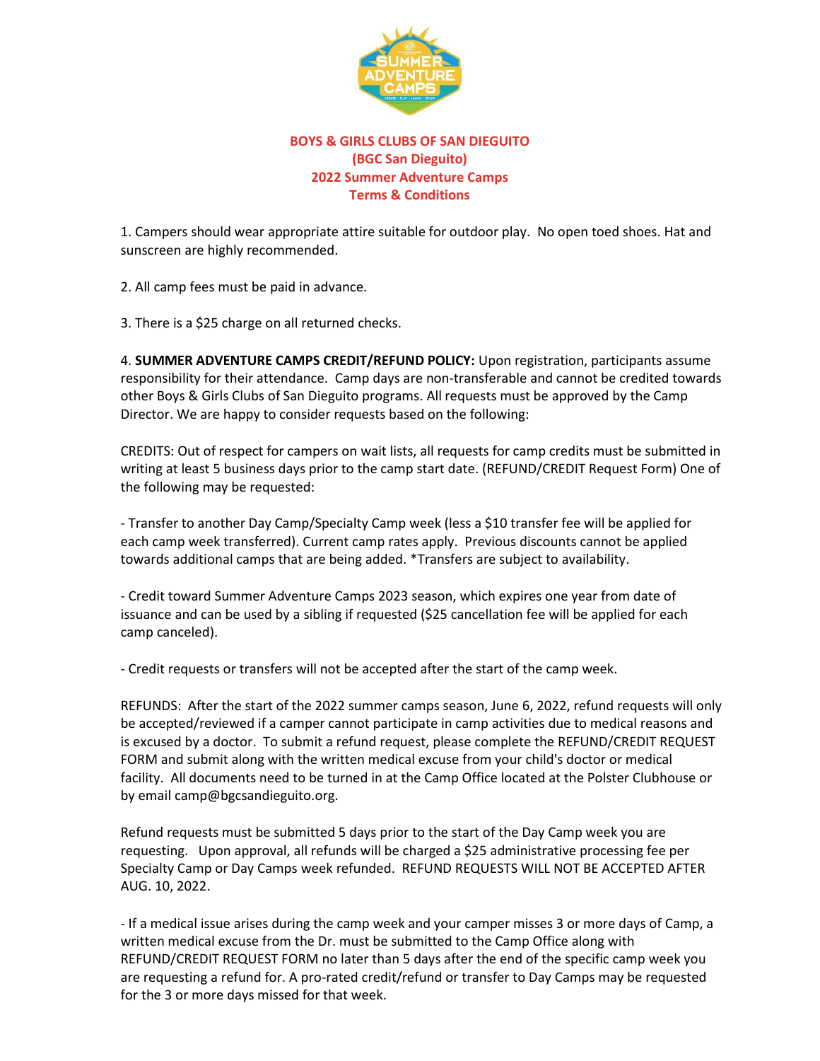# BOYS & GIRLS CLUBS OF SAN DIEGUITO
## (BGC San Dieguito)
## 2022 Summer Adventure Camps
## Terms & Conditions

1. Campers should wear appropriate attire suitable for outdoor play. No open toed shoes. Hat and sunscreen are highly recommended.

2. All camp fees must be paid in advance.

3. There is a $25 charge on all returned checks.

4. **SUMMER ADVENTURE CAMPS CREDIT/REFUND POLICY:** Upon registration, participants assume responsibility for their attendance. Camp days are non-transferable and cannot be credited towards other Boys & Girls Clubs of San Dieguito programs. All requests must be approved by the Camp Director. We are happy to consider requests based on the following:

CREDITS: Out of respect for campers on wait lists, all requests for camp credits must be submitted in writing at least 5 business days prior to the camp start date. (REFUND/CREDIT Request Form) One of the following may be requested:

- Transfer to another Day Camp/Specialty Camp week (less a $10 transfer fee will be applied for each camp week transferred). Current camp rates apply. Previous discounts cannot be applied towards additional camps that are being added. *Transfers are subject to availability.

- Credit toward Summer Adventure Camps 2023 season, which expires one year from date of issuance and can be used by a sibling if requested ($25 cancellation fee will be applied for each camp canceled).

- Credit requests or transfers will not be accepted after the start of the camp week.

REFUNDS: After the start of the 2022 summer camps season, June 6, 2022, refund requests will only be accepted/reviewed if a camper cannot participate in camp activities due to medical reasons and is excused by a doctor. To submit a refund request, please complete the REFUND/CREDIT REQUEST FORM and submit along with the written medical excuse from your child's doctor or medical facility. All documents need to be turned in at the Camp Office located at the Polster Clubhouse or by email camp@bgcsandieguito.org.

Refund requests must be submitted 5 days prior to the start of the Day Camp week you are requesting. Upon approval, all refunds will be charged a $25 administrative processing fee per Specialty Camp or Day Camps week refunded. REFUND REQUESTS WILL NOT BE ACCEPTED AFTER AUG. 10, 2022.

- If a medical issue arises during the camp week and your camper misses 3 or more days of Camp, a written medical excuse from the Dr. must be submitted to the Camp Office along with REFUND/CREDIT REQUEST FORM no later than 5 days after the end of the specific camp week you are requesting a refund for. A pro-rated credit/refund or transfer to Day Camps may be requested for the 3 or more days missed for that week.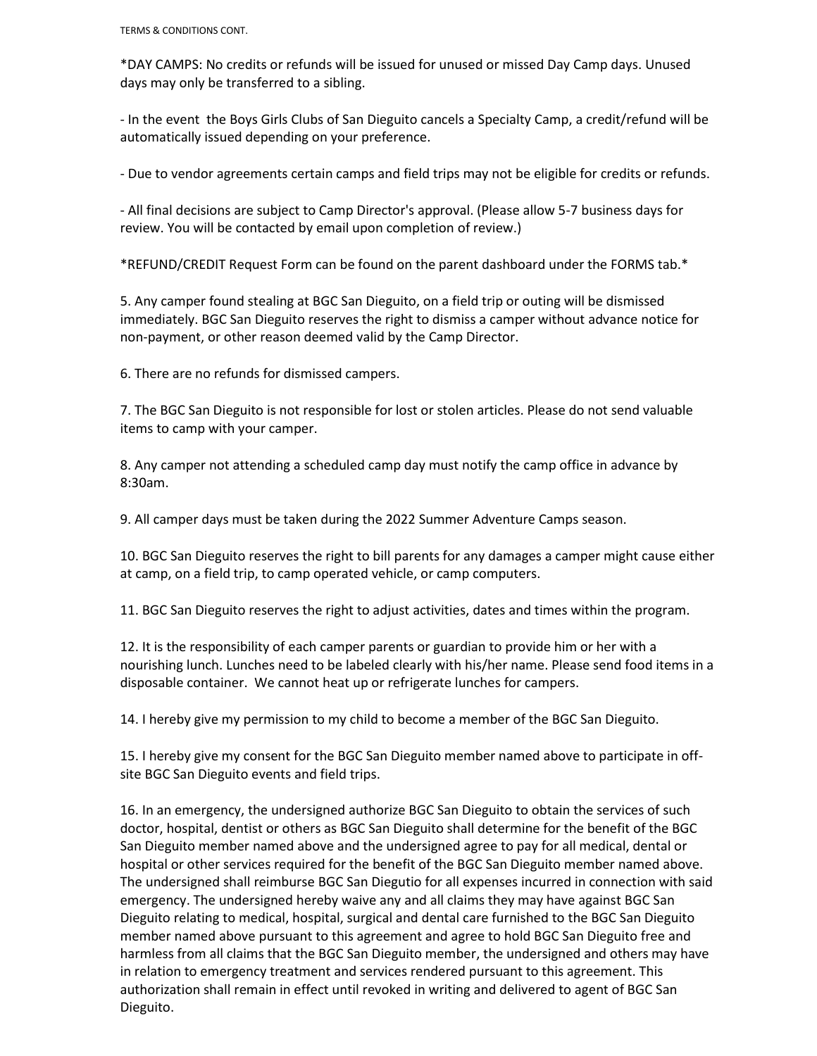TERMS & CONDITIONS CONT.

*DAY CAMPS: No credits or refunds will be issued for unused or missed Day Camp days. Unused days may only be transferred to a sibling.

- In the event the Boys Girls Clubs of San Dieguito cancels a Specialty Camp, a credit/refund will be automatically issued depending on your preference.

- Due to vendor agreements certain camps and field trips may not be eligible for credits or refunds.

- All final decisions are subject to Camp Director's approval. (Please allow 5-7 business days for review. You will be contacted by email upon completion of review.)

*REFUND/CREDIT Request Form can be found on the parent dashboard under the FORMS tab.*

5. Any camper found stealing at BGC San Dieguito, on a field trip or outing will be dismissed immediately. BGC San Dieguito reserves the right to dismiss a camper without advance notice for non-payment, or other reason deemed valid by the Camp Director.

6. There are no refunds for dismissed campers.

7. The BGC San Dieguito is not responsible for lost or stolen articles. Please do not send valuable items to camp with your camper.

8. Any camper not attending a scheduled camp day must notify the camp office in advance by 8:30am.

9. All camper days must be taken during the 2022 Summer Adventure Camps season.

10. BGC San Dieguito reserves the right to bill parents for any damages a camper might cause either at camp, on a field trip, to camp operated vehicle, or camp computers.

11. BGC San Dieguito reserves the right to adjust activities, dates and times within the program.

12. It is the responsibility of each camper parents or guardian to provide him or her with a nourishing lunch. Lunches need to be labeled clearly with his/her name. Please send food items in a disposable container. We cannot heat up or refrigerate lunches for campers.

14. I hereby give my permission to my child to become a member of the BGC San Dieguito.

15. I hereby give my consent for the BGC San Dieguito member named above to participate in off-site BGC San Dieguito events and field trips.

16. In an emergency, the undersigned authorize BGC San Dieguito to obtain the services of such doctor, hospital, dentist or others as BGC San Dieguito shall determine for the benefit of the BGC San Dieguito member named above and the undersigned agree to pay for all medical, dental or hospital or other services required for the benefit of the BGC San Dieguito member named above. The undersigned shall reimburse BGC San Diegutio for all expenses incurred in connection with said emergency. The undersigned hereby waive any and all claims they may have against BGC San Dieguito relating to medical, hospital, surgical and dental care furnished to the BGC San Dieguito member named above pursuant to this agreement and agree to hold BGC San Dieguito free and harmless from all claims that the BGC San Dieguito member, the undersigned and others may have in relation to emergency treatment and services rendered pursuant to this agreement. This authorization shall remain in effect until revoked in writing and delivered to agent of BGC San Dieguito.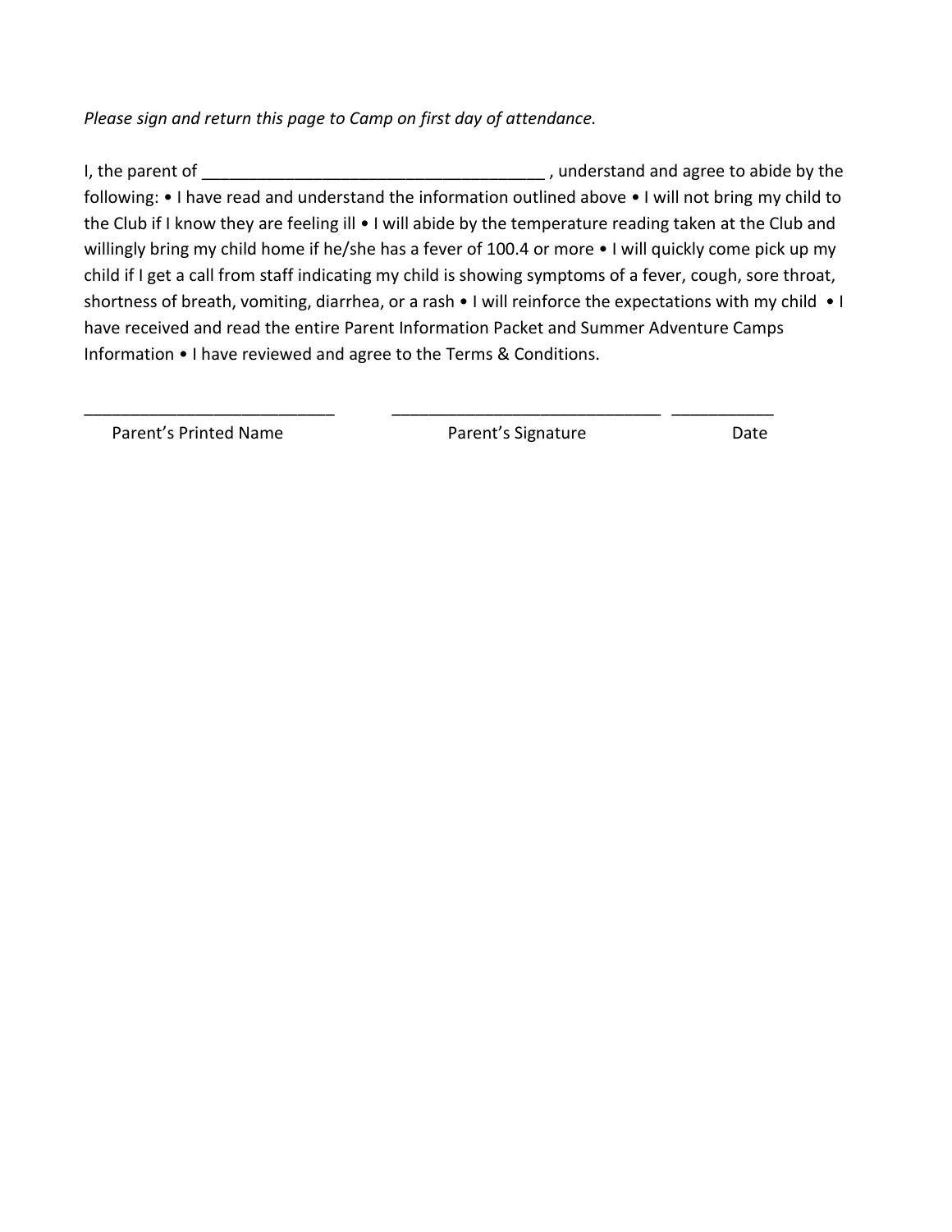*Please sign and return this page to Camp on first day of attendance.*

I, the parent of _____________________________________ , understand and agree to abide by the following: • I have read and understand the information outlined above • I will not bring my child to the Club if I know they are feeling ill • I will abide by the temperature reading taken at the Club and willingly bring my child home if he/she has a fever of 100.4 or more • I will quickly come pick up my child if I get a call from staff indicating my child is showing symptoms of a fever, cough, sore throat, shortness of breath, vomiting, diarrhea, or a rash • I will reinforce the expectations with my child • I have received and read the entire Parent Information Packet and Summer Adventure Camps Information • I have reviewed and agree to the Terms & Conditions.

___________________________ &nbsp;&nbsp;&nbsp;&nbsp; _____________________________ &nbsp;&nbsp; ___________

Parent's Printed Name &nbsp;&nbsp;&nbsp;&nbsp;&nbsp;&nbsp;&nbsp;&nbsp; Parent's Signature &nbsp;&nbsp;&nbsp;&nbsp;&nbsp;&nbsp;&nbsp;&nbsp; Date